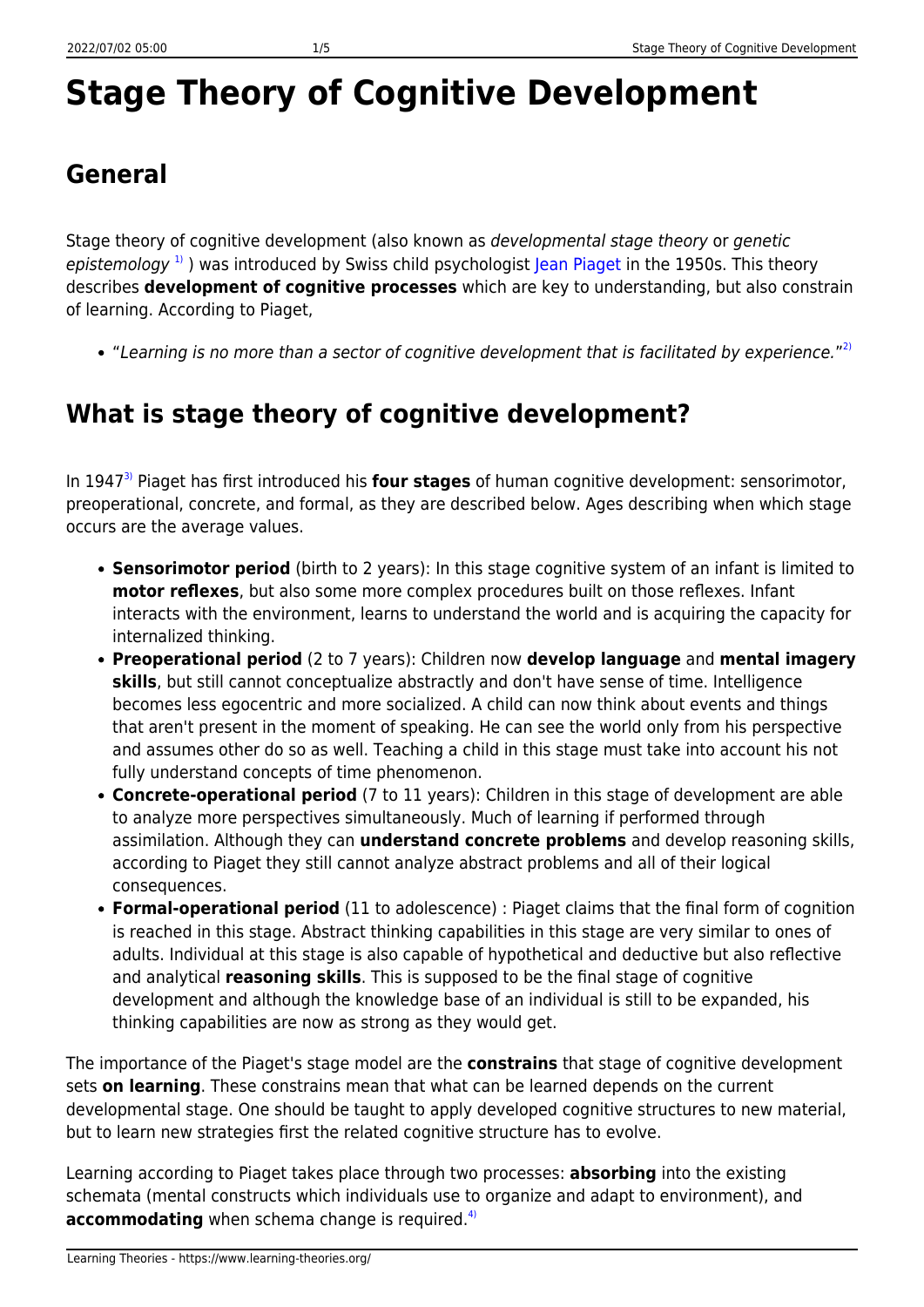# Stage Theory of Cognitive Development

## General

Stage theory of cognitive development (also known as *developmental stage theory* or *genetic epistemology* [1] ) was introduced by Swiss child psychologist Jean Piaget in the 1950s. This theory describes **development of cognitive processes** which are key to understanding, but also constrain of learning. According to Piaget,

- "*Learning is no more than a sector of cognitive development that is facilitated by experience.*"[2]

## What is stage theory of cognitive development?

In 1947[3] Piaget has first introduced his **four stages** of human cognitive development: sensorimotor, preoperational, concrete, and formal, as they are described below. Ages describing when which stage occurs are the average values.

- **Sensorimotor period** (birth to 2 years): In this stage cognitive system of an infant is limited to **motor reflexes**, but also some more complex procedures built on those reflexes. Infant interacts with the environment, learns to understand the world and is acquiring the capacity for internalized thinking.
- **Preoperational period** (2 to 7 years): Children now **develop language** and **mental imagery skills**, but still cannot conceptualize abstractly and don't have sense of time. Intelligence becomes less egocentric and more socialized. A child can now think about events and things that aren't present in the moment of speaking. He can see the world only from his perspective and assumes other do so as well. Teaching a child in this stage must take into account his not fully understand concepts of time phenomenon.
- **Concrete-operational period** (7 to 11 years): Children in this stage of development are able to analyze more perspectives simultaneously. Much of learning if performed through assimilation. Although they can **understand concrete problems** and develop reasoning skills, according to Piaget they still cannot analyze abstract problems and all of their logical consequences.
- **Formal-operational period** (11 to adolescence) : Piaget claims that the final form of cognition is reached in this stage. Abstract thinking capabilities in this stage are very similar to ones of adults. Individual at this stage is also capable of hypothetical and deductive but also reflective and analytical **reasoning skills**. This is supposed to be the final stage of cognitive development and although the knowledge base of an individual is still to be expanded, his thinking capabilities are now as strong as they would get.

The importance of the Piaget's stage model are the **constrains** that stage of cognitive development sets **on learning**. These constrains mean that what can be learned depends on the current developmental stage. One should be taught to apply developed cognitive structures to new material, but to learn new strategies first the related cognitive structure has to evolve.

Learning according to Piaget takes place through two processes: **absorbing** into the existing schemata (mental constructs which individuals use to organize and adapt to environment), and **accommodating** when schema change is required.[4]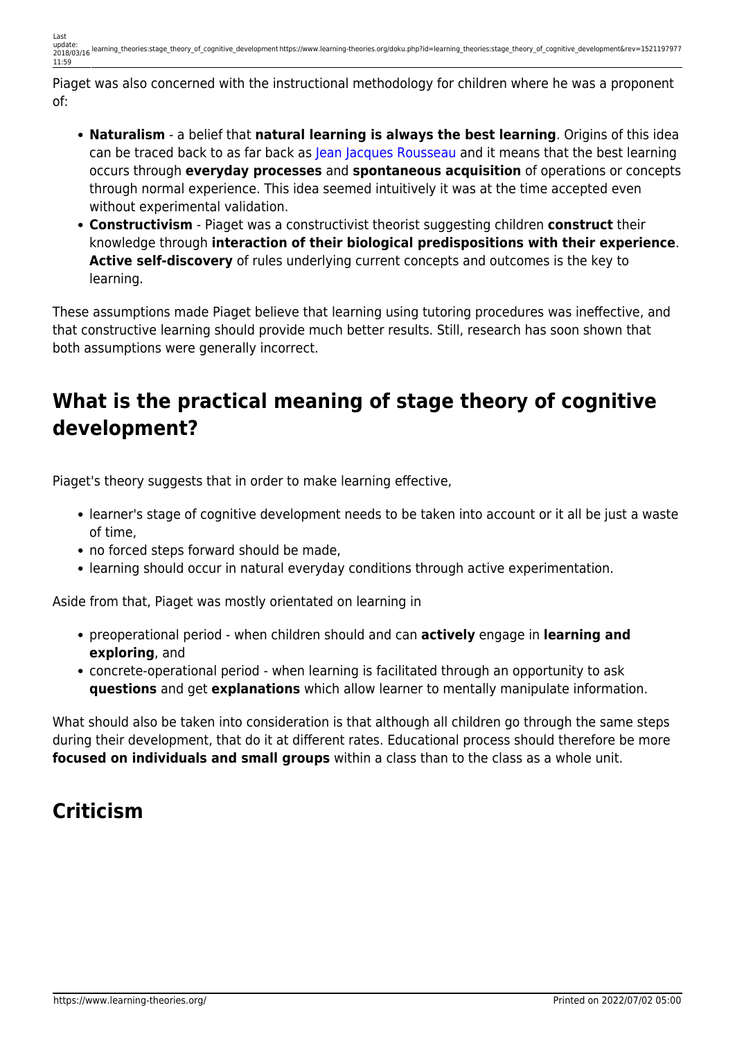Piaget was also concerned with the instructional methodology for children where he was a proponent of:

- **Naturalism** - a belief that **natural learning is always the best learning**. Origins of this idea can be traced back to as far back as Jean Jacques Rousseau and it means that the best learning occurs through **everyday processes** and **spontaneous acquisition** of operations or concepts through normal experience. This idea seemed intuitively it was at the time accepted even without experimental validation.
- **Constructivism** - Piaget was a constructivist theorist suggesting children **construct** their knowledge through **interaction of their biological predispositions with their experience**. **Active self-discovery** of rules underlying current concepts and outcomes is the key to learning.

These assumptions made Piaget believe that learning using tutoring procedures was ineffective, and that constructive learning should provide much better results. Still, research has soon shown that both assumptions were generally incorrect.

## What is the practical meaning of stage theory of cognitive development?

Piaget's theory suggests that in order to make learning effective,

- learner's stage of cognitive development needs to be taken into account or it all be just a waste of time,
- no forced steps forward should be made,
- learning should occur in natural everyday conditions through active experimentation.

Aside from that, Piaget was mostly orientated on learning in

- preoperational period - when children should and can **actively** engage in **learning and exploring**, and
- concrete-operational period - when learning is facilitated through an opportunity to ask **questions** and get **explanations** which allow learner to mentally manipulate information.

What should also be taken into consideration is that although all children go through the same steps during their development, that do it at different rates. Educational process should therefore be more **focused on individuals and small groups** within a class than to the class as a whole unit.

## Criticism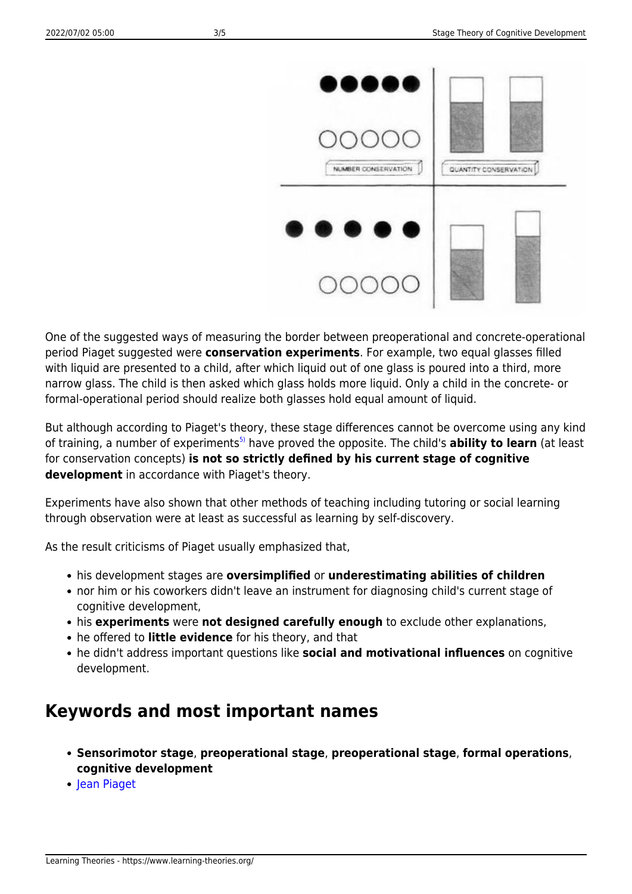One of the suggested ways of measuring the border between preoperational and concrete-operational period Piaget suggested were **conservation experiments**. For example, two equal glasses filled with liquid are presented to a child, after which liquid out of one glass is poured into a third, more narrow glass. The child is then asked which glass holds more liquid. Only a child in the concrete- or formal-operational period should realize both glasses hold equal amount of liquid.

But although according to Piaget's theory, these stage differences cannot be overcome using any kind of training, a number of experiments[5] have proved the opposite. The child's **ability to learn** (at least for conservation concepts) **is not so strictly defined by his current stage of cognitive development** in accordance with Piaget's theory.

Experiments have also shown that other methods of teaching including tutoring or social learning through observation were at least as successful as learning by self-discovery.

As the result criticisms of Piaget usually emphasized that,

- his development stages are **oversimplified** or **underestimating abilities of children**
- nor him or his coworkers didn't leave an instrument for diagnosing child's current stage of cognitive development,
- his **experiments** were **not designed carefully enough** to exclude other explanations,
- he offered to **little evidence** for his theory, and that
- he didn't address important questions like **social and motivational influences** on cognitive development.

## Keywords and most important names

- **Sensorimotor stage**, **preoperational stage**, **preoperational stage**, **formal operations**, **cognitive development**
- Jean Piaget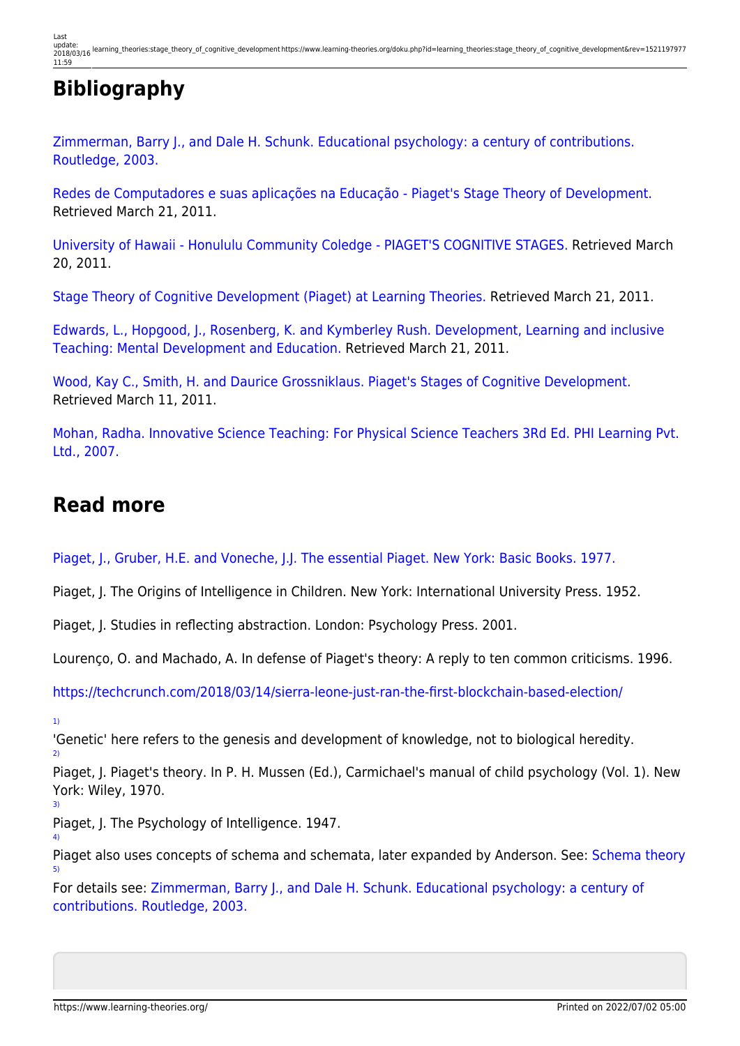## Bibliography

Zimmerman, Barry J., and Dale H. Schunk. Educational psychology: a century of contributions. Routledge, 2003.

Redes de Computadores e suas aplicações na Educação - Piaget's Stage Theory of Development. Retrieved March 21, 2011.

University of Hawaii - Honululu Community Coledge - PIAGET'S COGNITIVE STAGES. Retrieved March 20, 2011.

Stage Theory of Cognitive Development (Piaget) at Learning Theories. Retrieved March 21, 2011.

Edwards, L., Hopgood, J., Rosenberg, K. and Kymberley Rush. Development, Learning and inclusive Teaching: Mental Development and Education. Retrieved March 21, 2011.

Wood, Kay C., Smith, H. and Daurice Grossniklaus. Piaget's Stages of Cognitive Development. Retrieved March 11, 2011.

Mohan, Radha. Innovative Science Teaching: For Physical Science Teachers 3Rd Ed. PHI Learning Pvt. Ltd., 2007.

## Read more

Piaget, J., Gruber, H.E. and Voneche, J.J. The essential Piaget. New York: Basic Books. 1977.

Piaget, J. The Origins of Intelligence in Children. New York: International University Press. 1952.

Piaget, J. Studies in reflecting abstraction. London: Psychology Press. 2001.

Lourenço, O. and Machado, A. In defense of Piaget's theory: A reply to ten common criticisms. 1996.

https://techcrunch.com/2018/03/14/sierra-leone-just-ran-the-first-blockchain-based-election/

[1] 'Genetic' here refers to the genesis and development of knowledge, not to biological heredity.

[2] Piaget, J. Piaget's theory. In P. H. Mussen (Ed.), Carmichael's manual of child psychology (Vol. 1). New York: Wiley, 1970.

[3] Piaget, J. The Psychology of Intelligence. 1947.

[4] Piaget also uses concepts of schema and schemata, later expanded by Anderson. See: Schema theory

[5] For details see: Zimmerman, Barry J., and Dale H. Schunk. Educational psychology: a century of contributions. Routledge, 2003.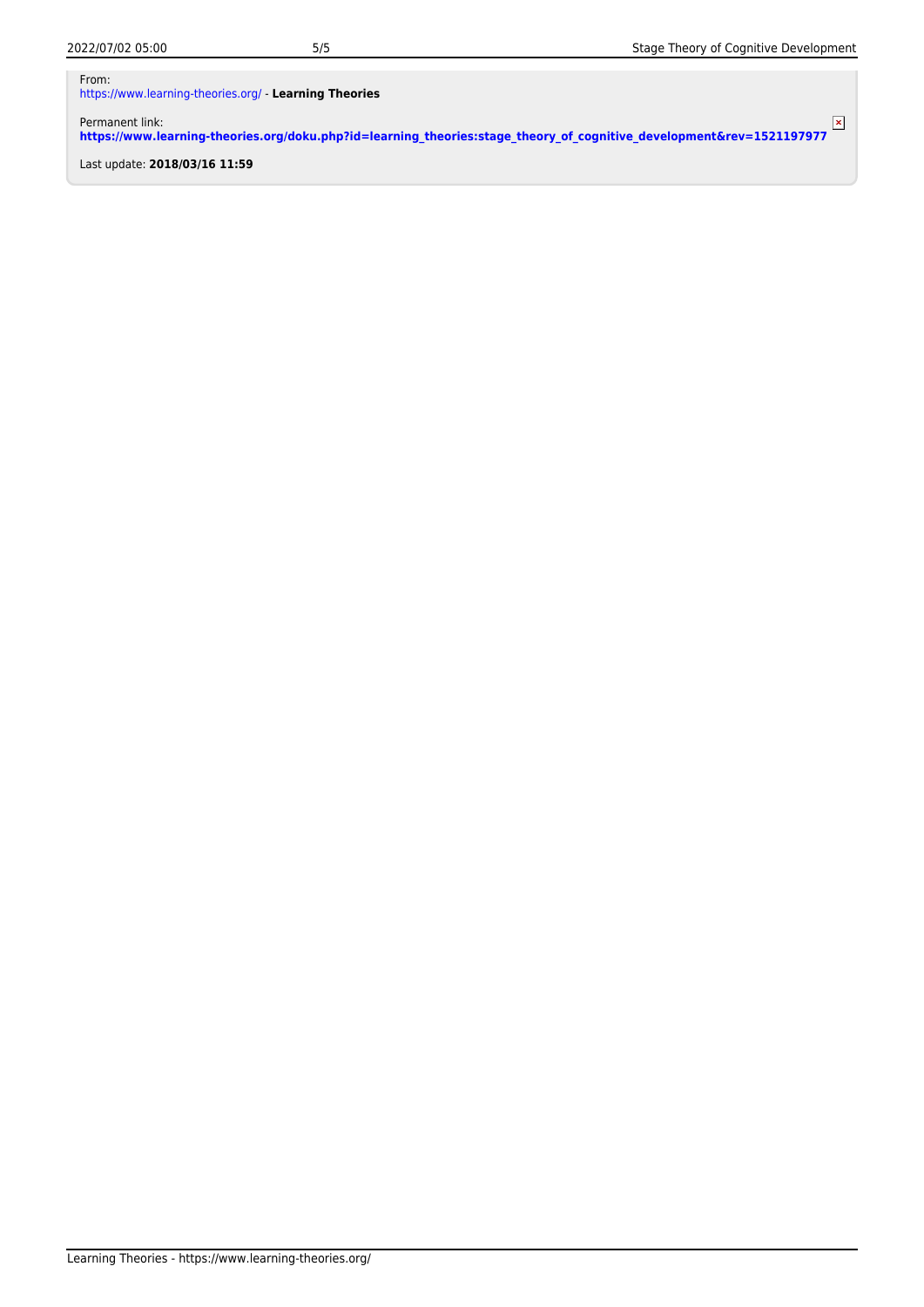From:
https://www.learning-theories.org/ - **Learning Theories**

Permanent link:
**https://www.learning-theories.org/doku.php?id=learning_theories:stage_theory_of_cognitive_development&rev=1521197977**

Last update: **2018/03/16 11:59**